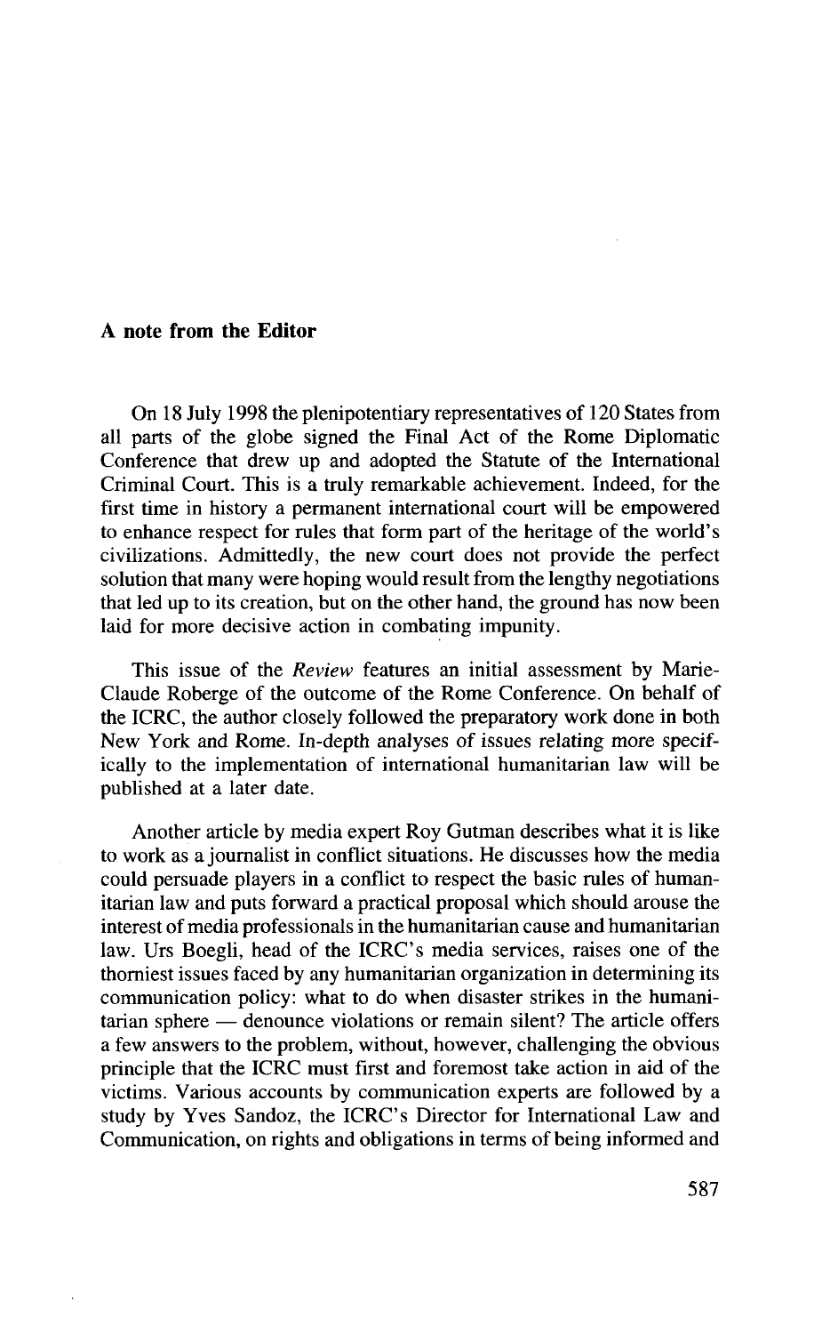## A note from the Editor

On 18 July 1998 the plenipotentiary representatives of 120 States from all parts of the globe signed the Final Act of the Rome Diplomatic Conference that drew up and adopted the Statute of the International Criminal Court. This is a truly remarkable achievement. Indeed, for the first time in history a permanent international court will be empowered to enhance respect for rules that form part of the heritage of the world's civilizations. Admittedly, the new court does not provide the perfect solution that many were hoping would result from the lengthy negotiations that led up to its creation, but on the other hand, the ground has now been laid for more decisive action in combating impunity.

This issue of the *Review* features an initial assessment by Marie-Claude Roberge of the outcome of the Rome Conference. On behalf of the ICRC, the author closely followed the preparatory work done in both New York and Rome. In-depth analyses of issues relating more specifically to the implementation of international humanitarian law will be published at a later date.

Another article by media expert Roy Gutman describes what it is like to work as a journalist in conflict situations. He discusses how the media could persuade players in a conflict to respect the basic rules of humanitarian law and puts forward a practical proposal which should arouse the interest of media professionals in the humanitarian cause and humanitarian law. Urs Boegli, head of the ICRC's media services, raises one of the thorniest issues faced by any humanitarian organization in determining its communication policy: what to do when disaster strikes in the humanitarian sphere — denounce violations or remain silent? The article offers a few answers to the problem, without, however, challenging the obvious principle that the ICRC must first and foremost take action in aid of the victims. Various accounts by communication experts are followed by a study by Yves Sandoz, the ICRC's Director for International Law and Communication, on rights and obligations in terms of being informed and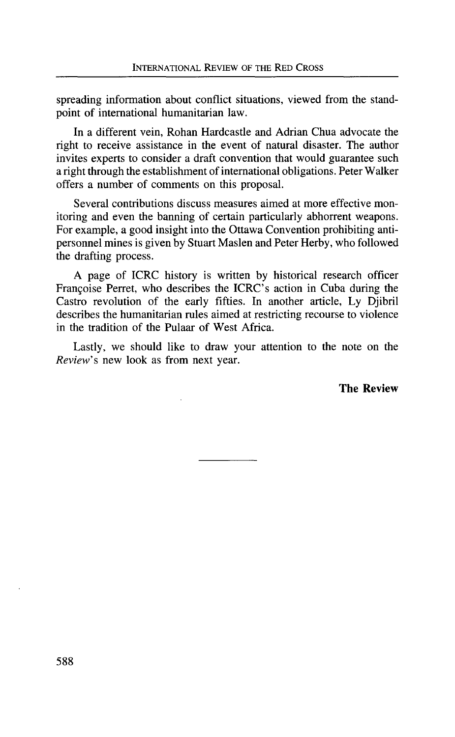spreading information about conflict situations, viewed from the standpoint of international humanitarian law.

In a different vein, Rohan Hardcastle and Adrian Chua advocate the right to receive assistance in the event of natural disaster. The author invites experts to consider a draft convention that would guarantee such a right through the establishment of international obligations. Peter Walker offers a number of comments on this proposal.

Several contributions discuss measures aimed at more effective monitoring and even the banning of certain particularly abhorrent weapons. For example, a good insight into the Ottawa Convention prohibiting anti-personnel mines is given by Stuart Maslen and Peter Herby, who followed the drafting process.

A page of ICRC history is written by historical research officer Françoise Perret, who describes the ICRC's action in Cuba during the Castro revolution of the early fifties. In another article, Ly Djibril describes the humanitarian rules aimed at restricting recourse to violence in the tradition of the Pulaar of West Africa.

Lastly, we should like to draw your attention to the note on the *Review*'s new look as from next year.

**The Review**

---